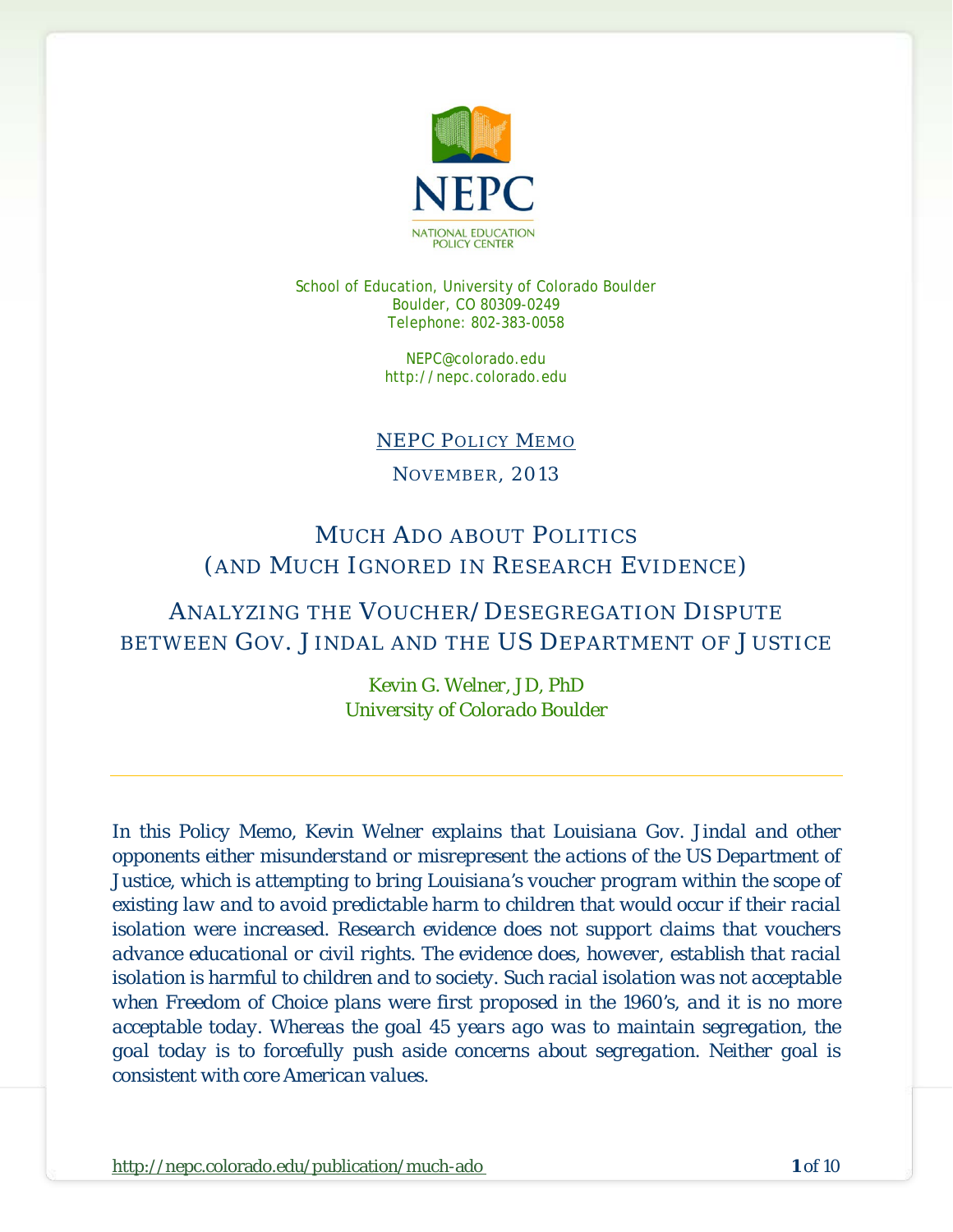NEPC

NATIONAL EDUCATION POLICY CENTER

School of Education, University of Colorado Boulder
Boulder, CO 80309-0249
Telephone: 802-383-0058

NEPC@colorado.edu
http://nepc.colorado.edu

NEPC POLICY MEMO

NOVEMBER, 2013

# MUCH ADO ABOUT POLITICS (AND MUCH IGNORED IN RESEARCH EVIDENCE)

## ANALYZING THE VOUCHER/DESEGREGATION DISPUTE BETWEEN GOV. JINDAL AND THE US DEPARTMENT OF JUSTICE

Kevin G. Welner, JD, PhD
University of Colorado Boulder

---

*In this Policy Memo, Kevin Welner explains that Louisiana Gov. Jindal and other opponents either misunderstand or misrepresent the actions of the US Department of Justice, which is attempting to bring Louisiana's voucher program within the scope of existing law and to avoid predictable harm to children that would occur if their racial isolation were increased. Research evidence does not support claims that vouchers advance educational or civil rights. The evidence does, however, establish that racial isolation is harmful to children and to society. Such racial isolation was not acceptable when Freedom of Choice plans were first proposed in the 1960's, and it is no more acceptable today. Whereas the goal 45 years ago was to maintain segregation, the goal today is to forcefully push aside concerns about segregation. Neither goal is consistent with core American values.*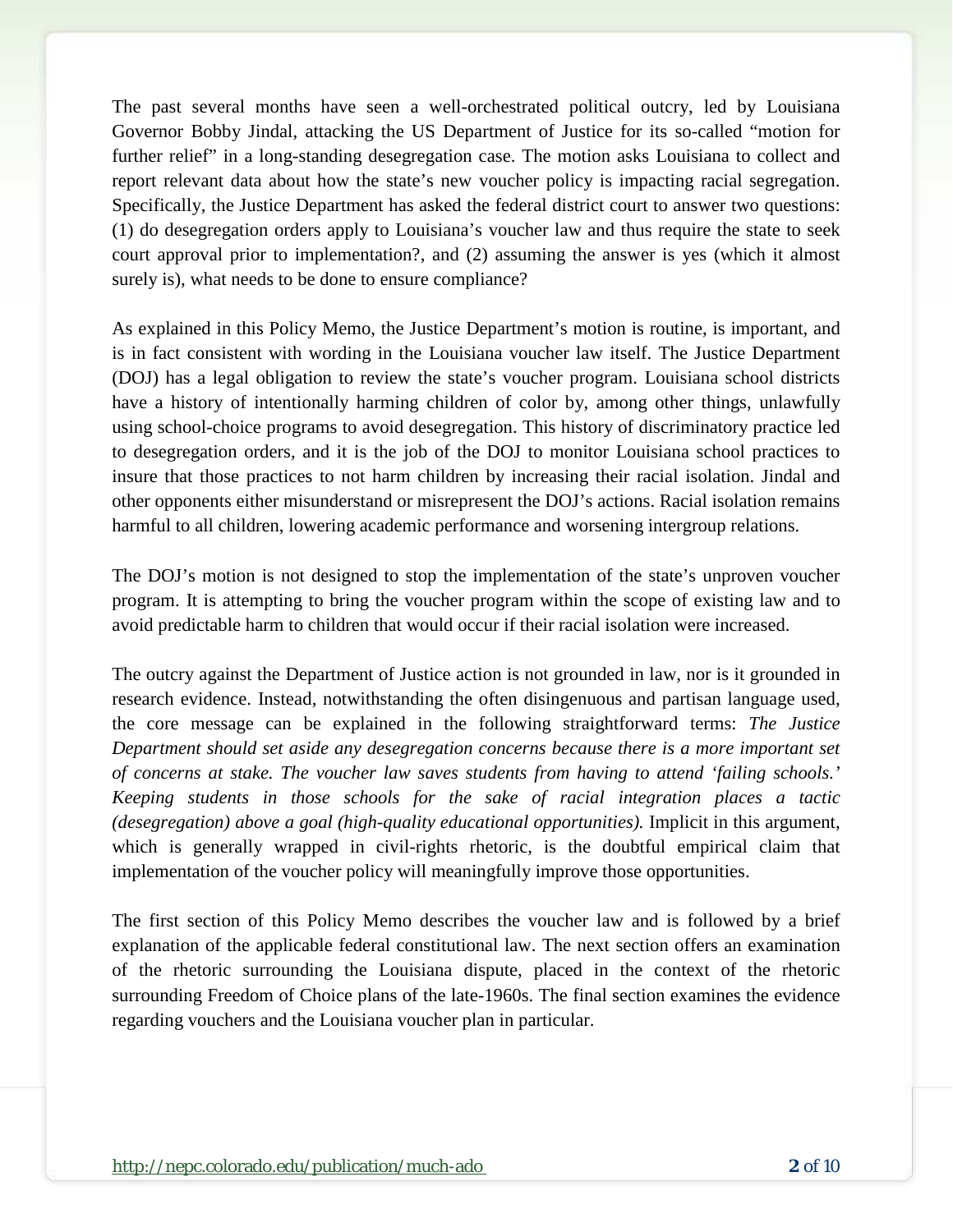The past several months have seen a well-orchestrated political outcry, led by Louisiana Governor Bobby Jindal, attacking the US Department of Justice for its so-called "motion for further relief" in a long-standing desegregation case. The motion asks Louisiana to collect and report relevant data about how the state's new voucher policy is impacting racial segregation. Specifically, the Justice Department has asked the federal district court to answer two questions: (1) do desegregation orders apply to Louisiana's voucher law and thus require the state to seek court approval prior to implementation?, and (2) assuming the answer is yes (which it almost surely is), what needs to be done to ensure compliance?

As explained in this Policy Memo, the Justice Department's motion is routine, is important, and is in fact consistent with wording in the Louisiana voucher law itself. The Justice Department (DOJ) has a legal obligation to review the state's voucher program. Louisiana school districts have a history of intentionally harming children of color by, among other things, unlawfully using school-choice programs to avoid desegregation. This history of discriminatory practice led to desegregation orders, and it is the job of the DOJ to monitor Louisiana school practices to insure that those practices to not harm children by increasing their racial isolation. Jindal and other opponents either misunderstand or misrepresent the DOJ's actions. Racial isolation remains harmful to all children, lowering academic performance and worsening intergroup relations.

The DOJ's motion is not designed to stop the implementation of the state's unproven voucher program. It is attempting to bring the voucher program within the scope of existing law and to avoid predictable harm to children that would occur if their racial isolation were increased.

The outcry against the Department of Justice action is not grounded in law, nor is it grounded in research evidence. Instead, notwithstanding the often disingenuous and partisan language used, the core message can be explained in the following straightforward terms: *The Justice Department should set aside any desegregation concerns because there is a more important set of concerns at stake. The voucher law saves students from having to attend 'failing schools.' Keeping students in those schools for the sake of racial integration places a tactic (desegregation) above a goal (high-quality educational opportunities).* Implicit in this argument, which is generally wrapped in civil-rights rhetoric, is the doubtful empirical claim that implementation of the voucher policy will meaningfully improve those opportunities.

The first section of this Policy Memo describes the voucher law and is followed by a brief explanation of the applicable federal constitutional law. The next section offers an examination of the rhetoric surrounding the Louisiana dispute, placed in the context of the rhetoric surrounding Freedom of Choice plans of the late-1960s. The final section examines the evidence regarding vouchers and the Louisiana voucher plan in particular.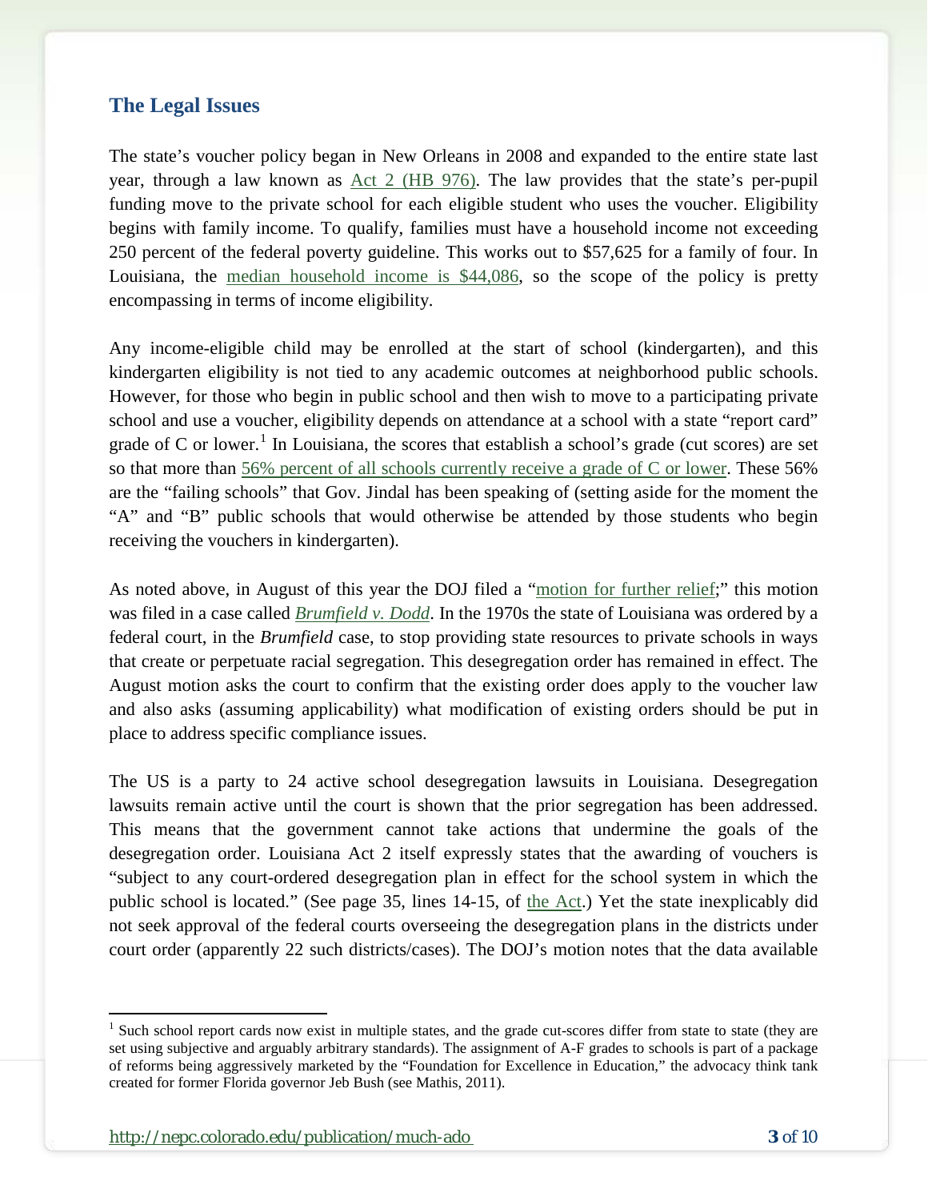## The Legal Issues

The state's voucher policy began in New Orleans in 2008 and expanded to the entire state last year, through a law known as Act 2 (HB 976). The law provides that the state's per-pupil funding move to the private school for each eligible student who uses the voucher. Eligibility begins with family income. To qualify, families must have a household income not exceeding 250 percent of the federal poverty guideline. This works out to $57,625 for a family of four. In Louisiana, the median household income is $44,086, so the scope of the policy is pretty encompassing in terms of income eligibility.

Any income-eligible child may be enrolled at the start of school (kindergarten), and this kindergarten eligibility is not tied to any academic outcomes at neighborhood public schools. However, for those who begin in public school and then wish to move to a participating private school and use a voucher, eligibility depends on attendance at a school with a state "report card" grade of C or lower.[1] In Louisiana, the scores that establish a school's grade (cut scores) are set so that more than 56% percent of all schools currently receive a grade of C or lower. These 56% are the "failing schools" that Gov. Jindal has been speaking of (setting aside for the moment the "A" and "B" public schools that would otherwise be attended by those students who begin receiving the vouchers in kindergarten).

As noted above, in August of this year the DOJ filed a "motion for further relief;" this motion was filed in a case called *Brumfield v. Dodd*. In the 1970s the state of Louisiana was ordered by a federal court, in the *Brumfield* case, to stop providing state resources to private schools in ways that create or perpetuate racial segregation. This desegregation order has remained in effect. The August motion asks the court to confirm that the existing order does apply to the voucher law and also asks (assuming applicability) what modification of existing orders should be put in place to address specific compliance issues.

The US is a party to 24 active school desegregation lawsuits in Louisiana. Desegregation lawsuits remain active until the court is shown that the prior segregation has been addressed. This means that the government cannot take actions that undermine the goals of the desegregation order. Louisiana Act 2 itself expressly states that the awarding of vouchers is "subject to any court-ordered desegregation plan in effect for the school system in which the public school is located." (See page 35, lines 14-15, of the Act.) Yet the state inexplicably did not seek approval of the federal courts overseeing the desegregation plans in the districts under court order (apparently 22 such districts/cases). The DOJ's motion notes that the data available

[1] Such school report cards now exist in multiple states, and the grade cut-scores differ from state to state (they are set using subjective and arguably arbitrary standards). The assignment of A-F grades to schools is part of a package of reforms being aggressively marketed by the "Foundation for Excellence in Education," the advocacy think tank created for former Florida governor Jeb Bush (see Mathis, 2011).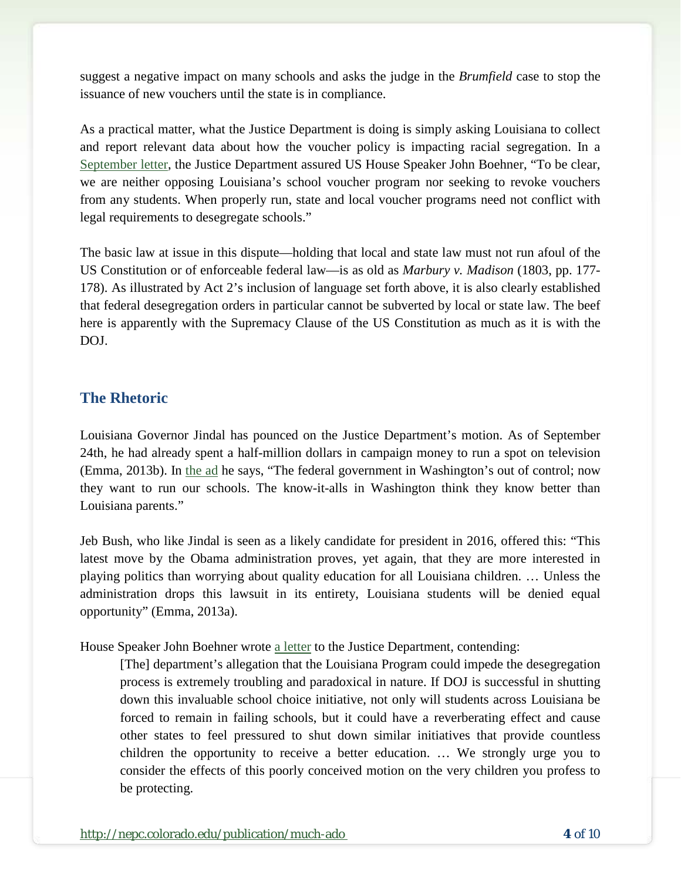suggest a negative impact on many schools and asks the judge in the *Brumfield* case to stop the issuance of new vouchers until the state is in compliance.

As a practical matter, what the Justice Department is doing is simply asking Louisiana to collect and report relevant data about how the voucher policy is impacting racial segregation. In a September letter, the Justice Department assured US House Speaker John Boehner, "To be clear, we are neither opposing Louisiana's school voucher program nor seeking to revoke vouchers from any students. When properly run, state and local voucher programs need not conflict with legal requirements to desegregate schools."

The basic law at issue in this dispute—holding that local and state law must not run afoul of the US Constitution or of enforceable federal law—is as old as *Marbury v. Madison* (1803, pp. 177-178). As illustrated by Act 2's inclusion of language set forth above, it is also clearly established that federal desegregation orders in particular cannot be subverted by local or state law. The beef here is apparently with the Supremacy Clause of the US Constitution as much as it is with the DOJ.

## The Rhetoric

Louisiana Governor Jindal has pounced on the Justice Department's motion. As of September 24th, he had already spent a half-million dollars in campaign money to run a spot on television (Emma, 2013b). In the ad he says, "The federal government in Washington's out of control; now they want to run our schools. The know-it-alls in Washington think they know better than Louisiana parents."

Jeb Bush, who like Jindal is seen as a likely candidate for president in 2016, offered this: "This latest move by the Obama administration proves, yet again, that they are more interested in playing politics than worrying about quality education for all Louisiana children. … Unless the administration drops this lawsuit in its entirety, Louisiana students will be denied equal opportunity" (Emma, 2013a).

House Speaker John Boehner wrote a letter to the Justice Department, contending:

> [The] department's allegation that the Louisiana Program could impede the desegregation process is extremely troubling and paradoxical in nature. If DOJ is successful in shutting down this invaluable school choice initiative, not only will students across Louisiana be forced to remain in failing schools, but it could have a reverberating effect and cause other states to feel pressured to shut down similar initiatives that provide countless children the opportunity to receive a better education. … We strongly urge you to consider the effects of this poorly conceived motion on the very children you profess to be protecting.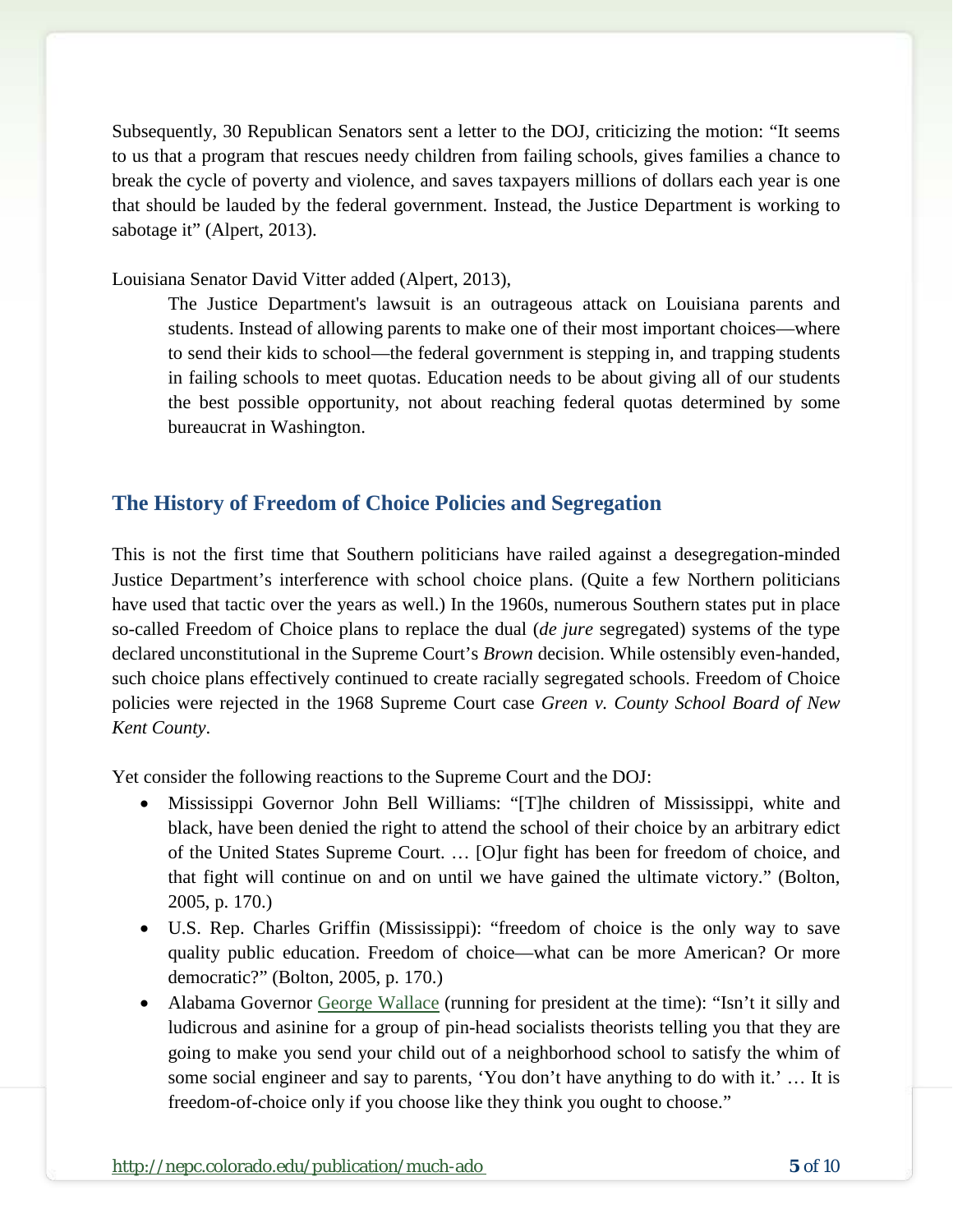Subsequently, 30 Republican Senators sent a letter to the DOJ, criticizing the motion: "It seems to us that a program that rescues needy children from failing schools, gives families a chance to break the cycle of poverty and violence, and saves taxpayers millions of dollars each year is one that should be lauded by the federal government. Instead, the Justice Department is working to sabotage it" (Alpert, 2013).

Louisiana Senator David Vitter added (Alpert, 2013),

> The Justice Department's lawsuit is an outrageous attack on Louisiana parents and students. Instead of allowing parents to make one of their most important choices—where to send their kids to school—the federal government is stepping in, and trapping students in failing schools to meet quotas. Education needs to be about giving all of our students the best possible opportunity, not about reaching federal quotas determined by some bureaucrat in Washington.

## The History of Freedom of Choice Policies and Segregation

This is not the first time that Southern politicians have railed against a desegregation-minded Justice Department's interference with school choice plans. (Quite a few Northern politicians have used that tactic over the years as well.) In the 1960s, numerous Southern states put in place so-called Freedom of Choice plans to replace the dual (*de jure* segregated) systems of the type declared unconstitutional in the Supreme Court's *Brown* decision. While ostensibly even-handed, such choice plans effectively continued to create racially segregated schools. Freedom of Choice policies were rejected in the 1968 Supreme Court case *Green v. County School Board of New Kent County*.

Yet consider the following reactions to the Supreme Court and the DOJ:

- Mississippi Governor John Bell Williams: "[T]he children of Mississippi, white and black, have been denied the right to attend the school of their choice by an arbitrary edict of the United States Supreme Court. … [O]ur fight has been for freedom of choice, and that fight will continue on and on until we have gained the ultimate victory." (Bolton, 2005, p. 170.)
- U.S. Rep. Charles Griffin (Mississippi): "freedom of choice is the only way to save quality public education. Freedom of choice—what can be more American? Or more democratic?" (Bolton, 2005, p. 170.)
- Alabama Governor George Wallace (running for president at the time): "Isn't it silly and ludicrous and asinine for a group of pin-head socialists theorists telling you that they are going to make you send your child out of a neighborhood school to satisfy the whim of some social engineer and say to parents, 'You don't have anything to do with it.' … It is freedom-of-choice only if you choose like they think you ought to choose."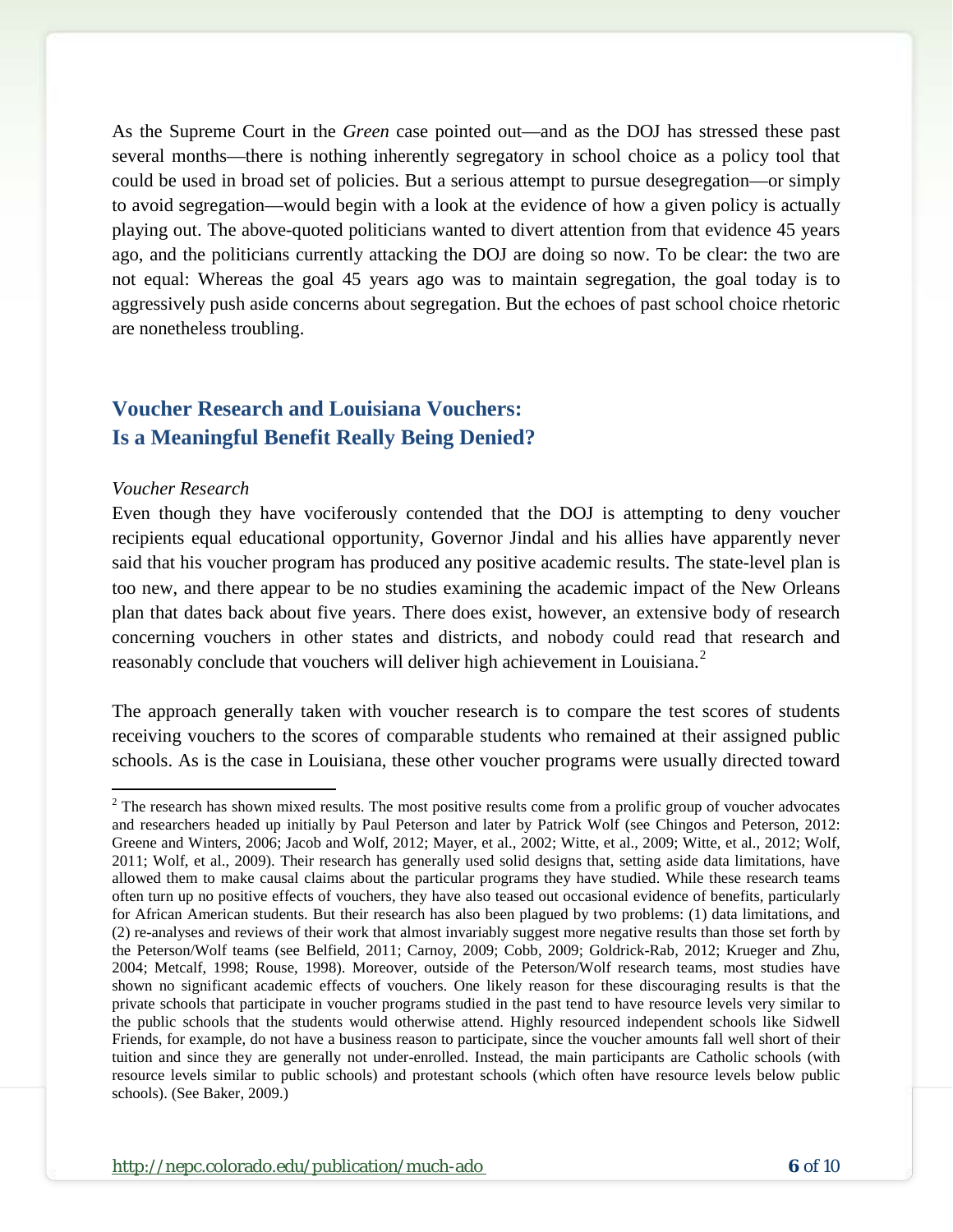As the Supreme Court in the *Green* case pointed out—and as the DOJ has stressed these past several months—there is nothing inherently segregatory in school choice as a policy tool that could be used in broad set of policies. But a serious attempt to pursue desegregation—or simply to avoid segregation—would begin with a look at the evidence of how a given policy is actually playing out. The above-quoted politicians wanted to divert attention from that evidence 45 years ago, and the politicians currently attacking the DOJ are doing so now. To be clear: the two are not equal: Whereas the goal 45 years ago was to maintain segregation, the goal today is to aggressively push aside concerns about segregation. But the echoes of past school choice rhetoric are nonetheless troubling.

## Voucher Research and Louisiana Vouchers: Is a Meaningful Benefit Really Being Denied?

### *Voucher Research*

Even though they have vociferously contended that the DOJ is attempting to deny voucher recipients equal educational opportunity, Governor Jindal and his allies have apparently never said that his voucher program has produced any positive academic results. The state-level plan is too new, and there appear to be no studies examining the academic impact of the New Orleans plan that dates back about five years. There does exist, however, an extensive body of research concerning vouchers in other states and districts, and nobody could read that research and reasonably conclude that vouchers will deliver high achievement in Louisiana.[2]

The approach generally taken with voucher research is to compare the test scores of students receiving vouchers to the scores of comparable students who remained at their assigned public schools. As is the case in Louisiana, these other voucher programs were usually directed toward

---

[2] The research has shown mixed results. The most positive results come from a prolific group of voucher advocates and researchers headed up initially by Paul Peterson and later by Patrick Wolf (see Chingos and Peterson, 2012: Greene and Winters, 2006; Jacob and Wolf, 2012; Mayer, et al., 2002; Witte, et al., 2009; Witte, et al., 2012; Wolf, 2011; Wolf, et al., 2009). Their research has generally used solid designs that, setting aside data limitations, have allowed them to make causal claims about the particular programs they have studied. While these research teams often turn up no positive effects of vouchers, they have also teased out occasional evidence of benefits, particularly for African American students. But their research has also been plagued by two problems: (1) data limitations, and (2) re-analyses and reviews of their work that almost invariably suggest more negative results than those set forth by the Peterson/Wolf teams (see Belfield, 2011; Carnoy, 2009; Cobb, 2009; Goldrick-Rab, 2012; Krueger and Zhu, 2004; Metcalf, 1998; Rouse, 1998). Moreover, outside of the Peterson/Wolf research teams, most studies have shown no significant academic effects of vouchers. One likely reason for these discouraging results is that the private schools that participate in voucher programs studied in the past tend to have resource levels very similar to the public schools that the students would otherwise attend. Highly resourced independent schools like Sidwell Friends, for example, do not have a business reason to participate, since the voucher amounts fall well short of their tuition and since they are generally not under-enrolled. Instead, the main participants are Catholic schools (with resource levels similar to public schools) and protestant schools (which often have resource levels below public schools). (See Baker, 2009.)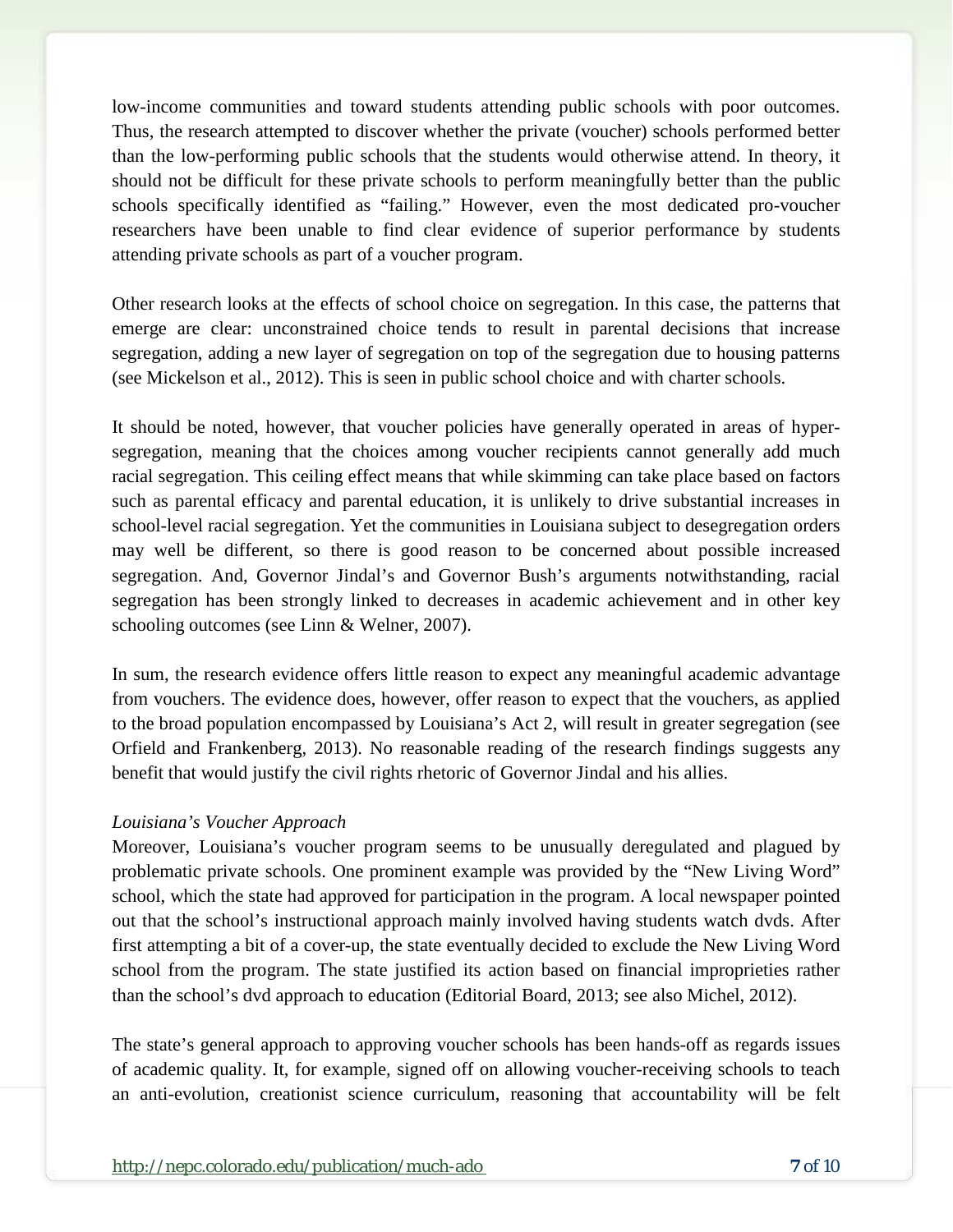low-income communities and toward students attending public schools with poor outcomes. Thus, the research attempted to discover whether the private (voucher) schools performed better than the low-performing public schools that the students would otherwise attend. In theory, it should not be difficult for these private schools to perform meaningfully better than the public schools specifically identified as "failing." However, even the most dedicated pro-voucher researchers have been unable to find clear evidence of superior performance by students attending private schools as part of a voucher program.

Other research looks at the effects of school choice on segregation. In this case, the patterns that emerge are clear: unconstrained choice tends to result in parental decisions that increase segregation, adding a new layer of segregation on top of the segregation due to housing patterns (see Mickelson et al., 2012). This is seen in public school choice and with charter schools.

It should be noted, however, that voucher policies have generally operated in areas of hyper-segregation, meaning that the choices among voucher recipients cannot generally add much racial segregation. This ceiling effect means that while skimming can take place based on factors such as parental efficacy and parental education, it is unlikely to drive substantial increases in school-level racial segregation. Yet the communities in Louisiana subject to desegregation orders may well be different, so there is good reason to be concerned about possible increased segregation. And, Governor Jindal's and Governor Bush's arguments notwithstanding, racial segregation has been strongly linked to decreases in academic achievement and in other key schooling outcomes (see Linn & Welner, 2007).

In sum, the research evidence offers little reason to expect any meaningful academic advantage from vouchers. The evidence does, however, offer reason to expect that the vouchers, as applied to the broad population encompassed by Louisiana's Act 2, will result in greater segregation (see Orfield and Frankenberg, 2013). No reasonable reading of the research findings suggests any benefit that would justify the civil rights rhetoric of Governor Jindal and his allies.

*Louisiana's Voucher Approach*

Moreover, Louisiana's voucher program seems to be unusually deregulated and plagued by problematic private schools. One prominent example was provided by the "New Living Word" school, which the state had approved for participation in the program. A local newspaper pointed out that the school's instructional approach mainly involved having students watch dvds. After first attempting a bit of a cover-up, the state eventually decided to exclude the New Living Word school from the program. The state justified its action based on financial improprieties rather than the school's dvd approach to education (Editorial Board, 2013; see also Michel, 2012).

The state's general approach to approving voucher schools has been hands-off as regards issues of academic quality. It, for example, signed off on allowing voucher-receiving schools to teach an anti-evolution, creationist science curriculum, reasoning that accountability will be felt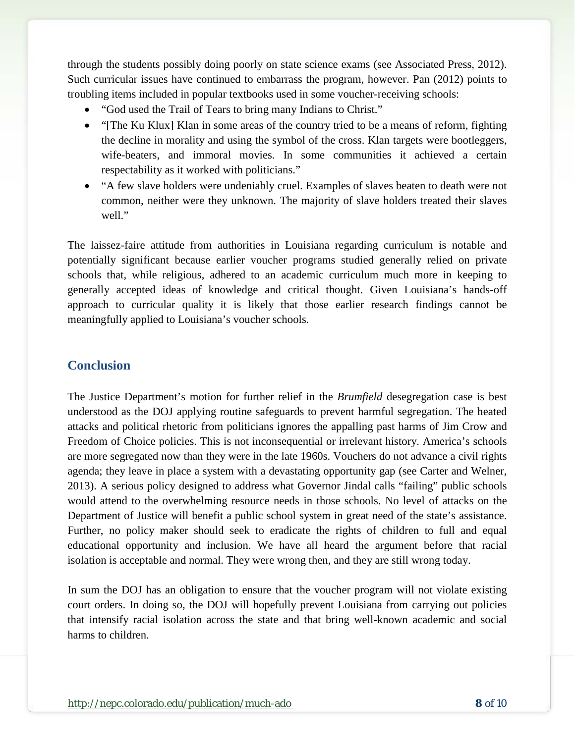through the students possibly doing poorly on state science exams (see Associated Press, 2012). Such curricular issues have continued to embarrass the program, however. Pan (2012) points to troubling items included in popular textbooks used in some voucher-receiving schools:

- "God used the Trail of Tears to bring many Indians to Christ."
- "[The Ku Klux] Klan in some areas of the country tried to be a means of reform, fighting the decline in morality and using the symbol of the cross. Klan targets were bootleggers, wife-beaters, and immoral movies. In some communities it achieved a certain respectability as it worked with politicians."
- "A few slave holders were undeniably cruel. Examples of slaves beaten to death were not common, neither were they unknown. The majority of slave holders treated their slaves well."

The laissez-faire attitude from authorities in Louisiana regarding curriculum is notable and potentially significant because earlier voucher programs studied generally relied on private schools that, while religious, adhered to an academic curriculum much more in keeping to generally accepted ideas of knowledge and critical thought. Given Louisiana's hands-off approach to curricular quality it is likely that those earlier research findings cannot be meaningfully applied to Louisiana's voucher schools.

## Conclusion

The Justice Department's motion for further relief in the *Brumfield* desegregation case is best understood as the DOJ applying routine safeguards to prevent harmful segregation. The heated attacks and political rhetoric from politicians ignores the appalling past harms of Jim Crow and Freedom of Choice policies. This is not inconsequential or irrelevant history. America's schools are more segregated now than they were in the late 1960s. Vouchers do not advance a civil rights agenda; they leave in place a system with a devastating opportunity gap (see Carter and Welner, 2013). A serious policy designed to address what Governor Jindal calls "failing" public schools would attend to the overwhelming resource needs in those schools. No level of attacks on the Department of Justice will benefit a public school system in great need of the state's assistance. Further, no policy maker should seek to eradicate the rights of children to full and equal educational opportunity and inclusion. We have all heard the argument before that racial isolation is acceptable and normal. They were wrong then, and they are still wrong today.

In sum the DOJ has an obligation to ensure that the voucher program will not violate existing court orders. In doing so, the DOJ will hopefully prevent Louisiana from carrying out policies that intensify racial isolation across the state and that bring well-known academic and social harms to children.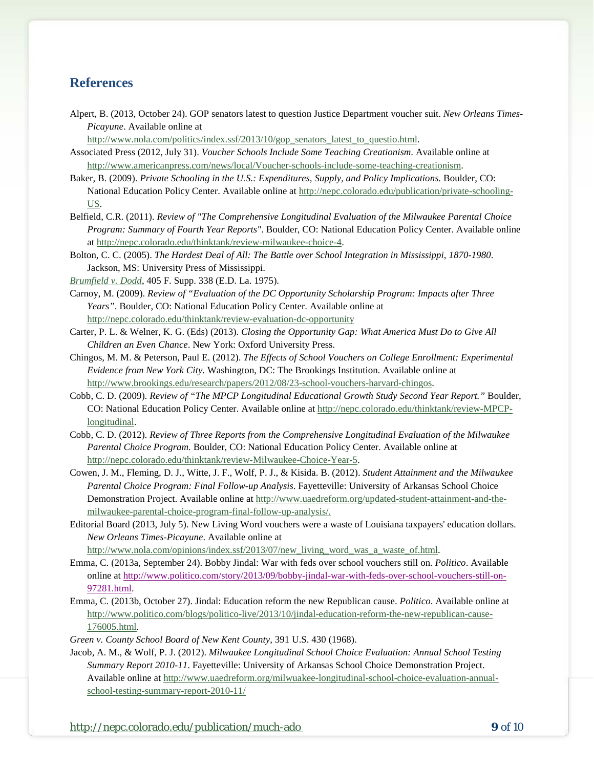## References

Alpert, B. (2013, October 24). GOP senators latest to question Justice Department voucher suit. *New Orleans Times-Picayune*. Available online at http://www.nola.com/politics/index.ssf/2013/10/gop_senators_latest_to_questio.html.

Associated Press (2012, July 31). *Voucher Schools Include Some Teaching Creationism*. Available online at http://www.americanpress.com/news/local/Voucher-schools-include-some-teaching-creationism.

Baker, B. (2009). *Private Schooling in the U.S.: Expenditures, Supply, and Policy Implications.* Boulder, CO: National Education Policy Center. Available online at http://nepc.colorado.edu/publication/private-schooling-US.

Belfield, C.R. (2011). *Review of "The Comprehensive Longitudinal Evaluation of the Milwaukee Parental Choice Program: Summary of Fourth Year Reports"*. Boulder, CO: National Education Policy Center. Available online at http://nepc.colorado.edu/thinktank/review-milwaukee-choice-4.

Bolton, C. C. (2005). *The Hardest Deal of All: The Battle over School Integration in Mississippi, 1870-1980*. Jackson, MS: University Press of Mississippi.

*Brumfield v. Dodd*, 405 F. Supp. 338 (E.D. La. 1975).

Carnoy, M. (2009). *Review of "Evaluation of the DC Opportunity Scholarship Program: Impacts after Three Years"*. Boulder, CO: National Education Policy Center. Available online at http://nepc.colorado.edu/thinktank/review-evaluation-dc-opportunity

Carter, P. L. & Welner, K. G. (Eds) (2013). *Closing the Opportunity Gap: What America Must Do to Give All Children an Even Chance*. New York: Oxford University Press.

Chingos, M. M. & Peterson, Paul E. (2012). *The Effects of School Vouchers on College Enrollment: Experimental Evidence from New York City*. Washington, DC: The Brookings Institution. Available online at http://www.brookings.edu/research/papers/2012/08/23-school-vouchers-harvard-chingos.

Cobb, C. D. (2009). *Review of "The MPCP Longitudinal Educational Growth Study Second Year Report."* Boulder, CO: National Education Policy Center. Available online at http://nepc.colorado.edu/thinktank/review-MPCP-longitudinal.

Cobb, C. D. (2012). *Review of Three Reports from the Comprehensive Longitudinal Evaluation of the Milwaukee Parental Choice Program.* Boulder, CO: National Education Policy Center. Available online at http://nepc.colorado.edu/thinktank/review-Milwaukee-Choice-Year-5.

Cowen, J. M., Fleming, D. J., Witte, J. F., Wolf, P. J., & Kisida. B. (2012). *Student Attainment and the Milwaukee Parental Choice Program: Final Follow-up Analysis*. Fayetteville: University of Arkansas School Choice Demonstration Project. Available online at http://www.uaedreform.org/updated-student-attainment-and-the-milwaukee-parental-choice-program-final-follow-up-analysis/.

Editorial Board (2013, July 5). New Living Word vouchers were a waste of Louisiana taxpayers' education dollars. *New Orleans Times-Picayune*. Available online at http://www.nola.com/opinions/index.ssf/2013/07/new_living_word_was_a_waste_of.html.

Emma, C. (2013a, September 24). Bobby Jindal: War with feds over school vouchers still on. *Politico*. Available online at http://www.politico.com/story/2013/09/bobby-jindal-war-with-feds-over-school-vouchers-still-on-97281.html.

Emma, C. (2013b, October 27). Jindal: Education reform the new Republican cause. *Politico*. Available online at http://www.politico.com/blogs/politico-live/2013/10/jindal-education-reform-the-new-republican-cause-176005.html.

*Green v. County School Board of New Kent County*, 391 U.S. 430 (1968).

Jacob, A. M., & Wolf, P. J. (2012). *Milwaukee Longitudinal School Choice Evaluation: Annual School Testing Summary Report 2010-11*. Fayetteville: University of Arkansas School Choice Demonstration Project. Available online at http://www.uaedreform.org/milwuakee-longitudinal-school-choice-evaluation-annual-school-testing-summary-report-2010-11/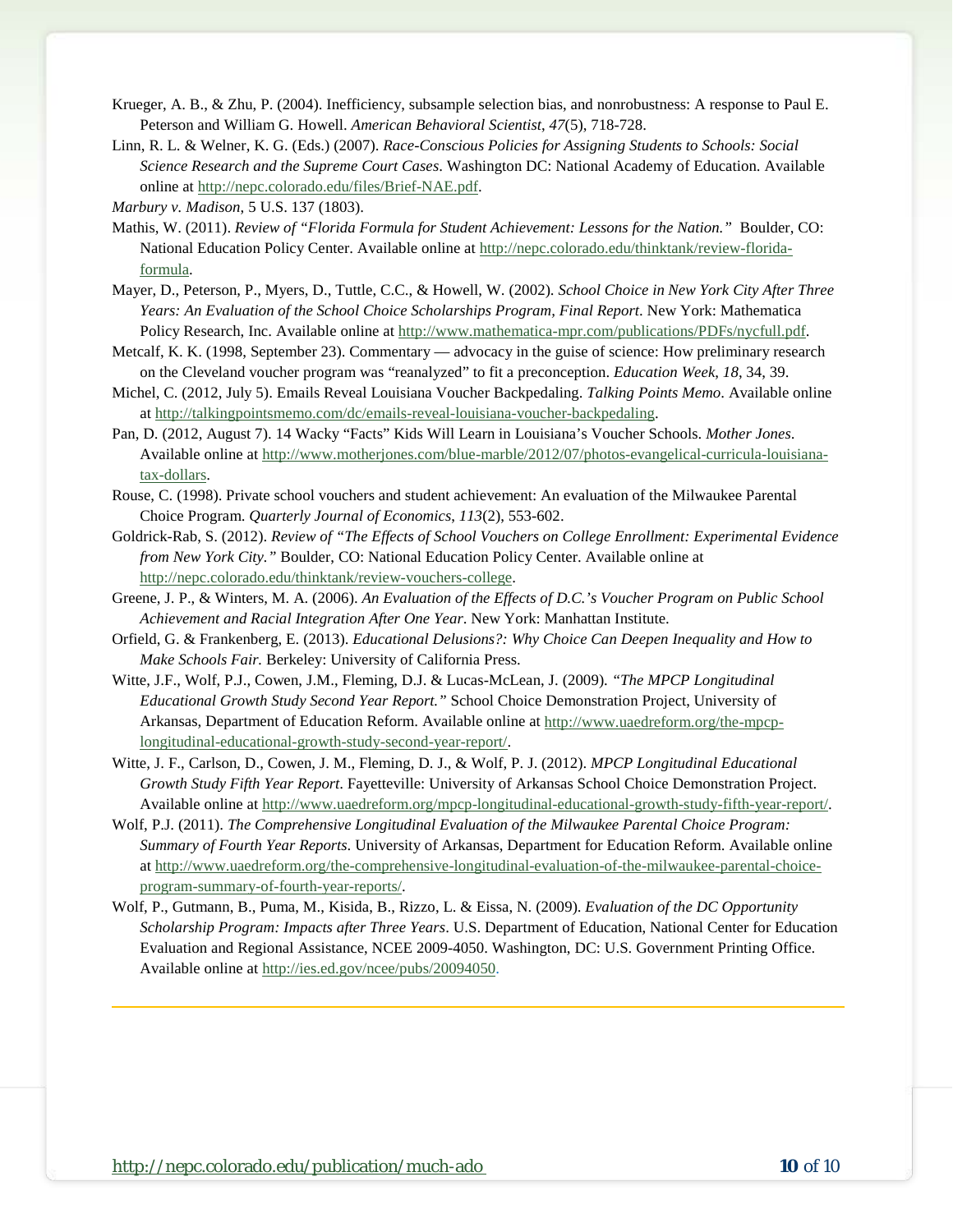Krueger, A. B., & Zhu, P. (2004). Inefficiency, subsample selection bias, and nonrobustness: A response to Paul E. Peterson and William G. Howell. *American Behavioral Scientist*, *47*(5), 718-728.

Linn, R. L. & Welner, K. G. (Eds.) (2007). *Race-Conscious Policies for Assigning Students to Schools: Social Science Research and the Supreme Court Cases*. Washington DC: National Academy of Education. Available online at http://nepc.colorado.edu/files/Brief-NAE.pdf.

*Marbury v. Madison*, 5 U.S. 137 (1803).

Mathis, W. (2011). *Review of "Florida Formula for Student Achievement: Lessons for the Nation."* Boulder, CO: National Education Policy Center. Available online at http://nepc.colorado.edu/thinktank/review-florida-formula.

Mayer, D., Peterson, P., Myers, D., Tuttle, C.C., & Howell, W. (2002). *School Choice in New York City After Three Years: An Evaluation of the School Choice Scholarships Program, Final Report*. New York: Mathematica Policy Research, Inc. Available online at http://www.mathematica-mpr.com/publications/PDFs/nycfull.pdf.

Metcalf, K. K. (1998, September 23). Commentary — advocacy in the guise of science: How preliminary research on the Cleveland voucher program was "reanalyzed" to fit a preconception. *Education Week*, *18*, 34, 39.

Michel, C. (2012, July 5). Emails Reveal Louisiana Voucher Backpedaling. *Talking Points Memo*. Available online at http://talkingpointsmemo.com/dc/emails-reveal-louisiana-voucher-backpedaling.

Pan, D. (2012, August 7). 14 Wacky "Facts" Kids Will Learn in Louisiana's Voucher Schools. *Mother Jones*. Available online at http://www.motherjones.com/blue-marble/2012/07/photos-evangelical-curricula-louisiana-tax-dollars.

Rouse, C. (1998). Private school vouchers and student achievement: An evaluation of the Milwaukee Parental Choice Program. *Quarterly Journal of Economics*, *113*(2), 553-602.

Goldrick-Rab, S. (2012). *Review of "The Effects of School Vouchers on College Enrollment: Experimental Evidence from New York City."* Boulder, CO: National Education Policy Center. Available online at http://nepc.colorado.edu/thinktank/review-vouchers-college.

Greene, J. P., & Winters, M. A. (2006). *An Evaluation of the Effects of D.C.'s Voucher Program on Public School Achievement and Racial Integration After One Year*. New York: Manhattan Institute.

Orfield, G. & Frankenberg, E. (2013). *Educational Delusions?: Why Choice Can Deepen Inequality and How to Make Schools Fair*. Berkeley: University of California Press.

Witte, J.F., Wolf, P.J., Cowen, J.M., Fleming, D.J. & Lucas-McLean, J. (2009). *"The MPCP Longitudinal Educational Growth Study Second Year Report."* School Choice Demonstration Project, University of Arkansas, Department of Education Reform. Available online at http://www.uaedreform.org/the-mpcp-longitudinal-educational-growth-study-second-year-report/.

Witte, J. F., Carlson, D., Cowen, J. M., Fleming, D. J., & Wolf, P. J. (2012). *MPCP Longitudinal Educational Growth Study Fifth Year Report*. Fayetteville: University of Arkansas School Choice Demonstration Project. Available online at http://www.uaedreform.org/mpcp-longitudinal-educational-growth-study-fifth-year-report/.

Wolf, P.J. (2011). *The Comprehensive Longitudinal Evaluation of the Milwaukee Parental Choice Program: Summary of Fourth Year Reports*. University of Arkansas, Department for Education Reform. Available online at http://www.uaedreform.org/the-comprehensive-longitudinal-evaluation-of-the-milwaukee-parental-choice-program-summary-of-fourth-year-reports/.

Wolf, P., Gutmann, B., Puma, M., Kisida, B., Rizzo, L. & Eissa, N. (2009). *Evaluation of the DC Opportunity Scholarship Program: Impacts after Three Years*. U.S. Department of Education, National Center for Education Evaluation and Regional Assistance, NCEE 2009-4050. Washington, DC: U.S. Government Printing Office. Available online at http://ies.ed.gov/ncee/pubs/20094050.